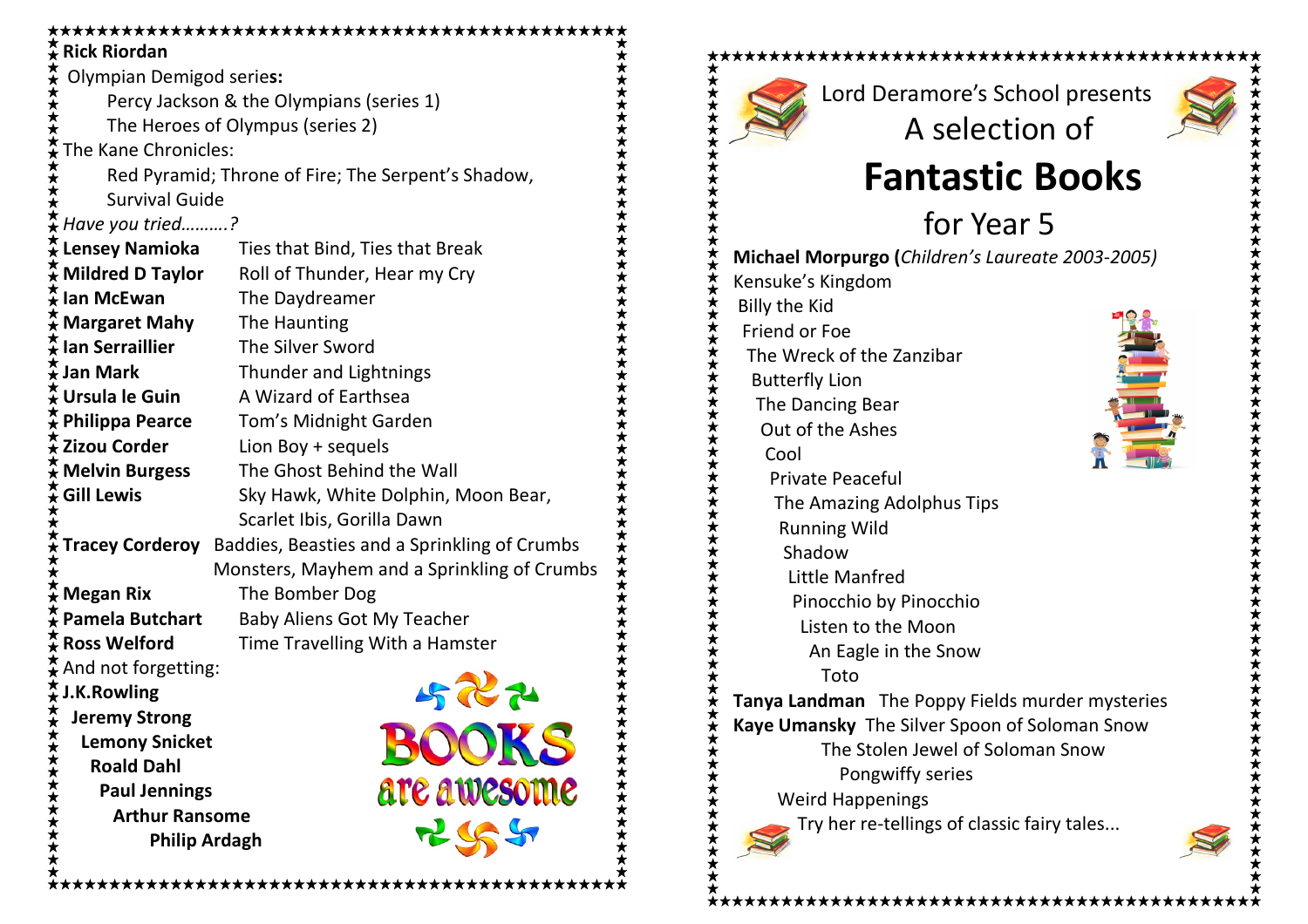# Lord Deramore's School presents

## A selection of

# Fantastic Books

## for Year 5

**Michael Morpurgo (***Children's Laureate 2003-2005)*

Kensuke's Kingdom
Billy the Kid
Friend or Foe
The Wreck of the Zanzibar
Butterfly Lion
The Dancing Bear
Out of the Ashes
Cool
Private Peaceful
The Amazing Adolphus Tips
Running Wild
Shadow
Little Manfred
Pinocchio by Pinocchio
Listen to the Moon
An Eagle in the Snow
Toto

**Tanya Landman** The Poppy Fields murder mysteries

**Kaye Umansky** The Silver Spoon of Soloman Snow
The Stolen Jewel of Soloman Snow
Pongwiffy series
Weird Happenings
Try her re-tellings of classic fairy tales...

**Rick Riordan**

Olympian Demigod series**:**
- Percy Jackson & the Olympians (series 1)
- The Heroes of Olympus (series 2)

The Kane Chronicles:
- Red Pyramid; Throne of Fire; The Serpent's Shadow, Survival Guide

*Have you tried……….?*

| | |
|---|---|
| **Lensey Namioka** | Ties that Bind, Ties that Break |
| **Mildred D Taylor** | Roll of Thunder, Hear my Cry |
| **Ian McEwan** | The Daydreamer |
| **Margaret Mahy** | The Haunting |
| **Ian Serraillier** | The Silver Sword |
| **Jan Mark** | Thunder and Lightnings |
| **Ursula le Guin** | A Wizard of Earthsea |
| **Philippa Pearce** | Tom's Midnight Garden |
| **Zizou Corder** | Lion Boy + sequels |
| **Melvin Burgess** | The Ghost Behind the Wall |
| **Gill Lewis** | Sky Hawk, White Dolphin, Moon Bear, Scarlet Ibis, Gorilla Dawn |
| **Tracey Corderoy** | Baddies, Beasties and a Sprinkling of Crumbs<br>Monsters, Mayhem and a Sprinkling of Crumbs |
| **Megan Rix** | The Bomber Dog |
| **Pamela Butchart** | Baby Aliens Got My Teacher |
| **Ross Welford** | Time Travelling With a Hamster |

And not forgetting:

**J.K.Rowling**
**Jeremy Strong**
**Lemony Snicket**
**Roald Dahl**
**Paul Jennings**
**Arthur Ransome**
**Philip Ardagh**

BOOKS are awesome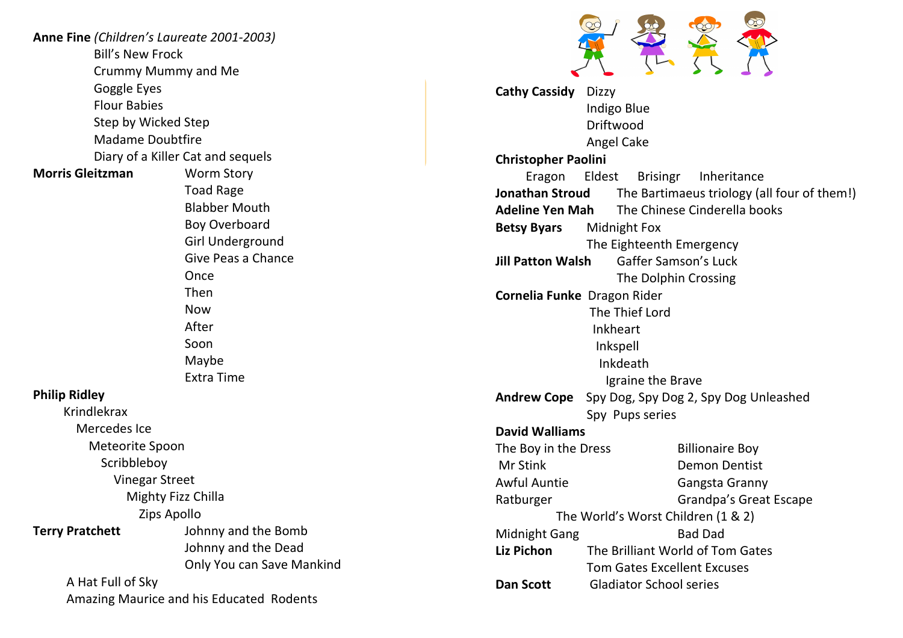**Anne Fine** *(Children's Laureate 2001-2003)*

- Bill's New Frock
- Crummy Mummy and Me
- Goggle Eyes
- Flour Babies
- Step by Wicked Step
- Madame Doubtfire
- Diary of a Killer Cat and sequels

**Morris Gleitzman**

- Worm Story
- Toad Rage
- Blabber Mouth
- Boy Overboard
- Girl Underground
- Give Peas a Chance
- Once
- Then
- Now
- After
- Soon
- Maybe
- Extra Time

**Philip Ridley**

- Krindlekrax
- Mercedes Ice
- Meteorite Spoon
- Scribbleboy
- Vinegar Street
- Mighty Fizz Chilla
- Zips Apollo

**Terry Pratchett**

- Johnny and the Bomb
- Johnny and the Dead
- Only You can Save Mankind
- A Hat Full of Sky
- Amazing Maurice and his Educated Rodents

**Cathy Cassidy**

- Dizzy
- Indigo Blue
- Driftwood
- Angel Cake

**Christopher Paolini**

- Eragon
- Eldest
- Brisingr
- Inheritance

**Jonathan Stroud** The Bartimaeus triology (all four of them!)

**Adeline Yen Mah** The Chinese Cinderella books

**Betsy Byars**

- Midnight Fox
- The Eighteenth Emergency

**Jill Patton Walsh**

- Gaffer Samson's Luck
- The Dolphin Crossing

**Cornelia Funke**

- Dragon Rider
- The Thief Lord
- Inkheart
- Inkspell
- Inkdeath
- Igraine the Brave

**Andrew Cope**

- Spy Dog, Spy Dog 2, Spy Dog Unleashed
- Spy Pups series

**David Walliams**

- The Boy in the Dress
- Billionaire Boy
- Mr Stink
- Demon Dentist
- Awful Auntie
- Gangsta Granny
- Ratburger
- Grandpa's Great Escape
- The World's Worst Children (1 & 2)
- Midnight Gang
- Bad Dad

**Liz Pichon**

- The Brilliant World of Tom Gates
- Tom Gates Excellent Excuses

**Dan Scott** Gladiator School series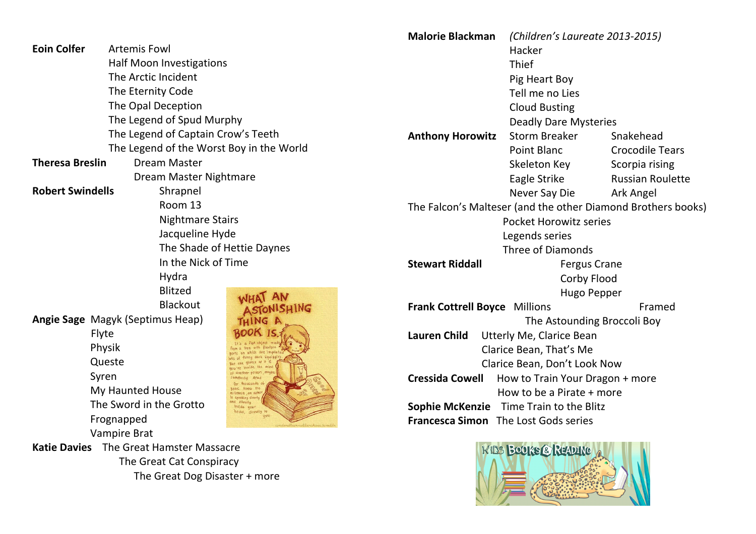**Eoin Colfer**
- Artemis Fowl
- Half Moon Investigations
- The Arctic Incident
- The Eternity Code
- The Opal Deception
- The Legend of Spud Murphy
- The Legend of Captain Crow's Teeth
- The Legend of the Worst Boy in the World

**Theresa Breslin**
- Dream Master
- Dream Master Nightmare

**Robert Swindells**
- Shrapnel
- Room 13
- Nightmare Stairs
- Jacqueline Hyde
- The Shade of Hettie Daynes
- In the Nick of Time
- Hydra
- Blitzed
- Blackout

**Angie Sage**
- Magyk (Septimus Heap)
- Flyte
- Physik
- Queste
- Syren
- My Haunted House
- The Sword in the Grotto
- Frognapped
- Vampire Brat

**Katie Davies**
- The Great Hamster Massacre
- The Great Cat Conspiracy
- The Great Dog Disaster + more

**Malorie Blackman** *(Children's Laureate 2013-2015)*
- Hacker
- Thief
- Pig Heart Boy
- Tell me no Lies
- Cloud Busting
- Deadly Dare Mysteries

**Anthony Horowitz**
- Storm Breaker
- Point Blanc
- Skeleton Key
- Eagle Strike
- Never Say Die
- Snakehead
- Crocodile Tears
- Scorpia rising
- Russian Roulette
- Ark Angel
- The Falcon's Malteser (and the other Diamond Brothers books)
- Pocket Horowitz series
- Legends series
- Three of Diamonds

**Stewart Riddall**
- Fergus Crane
- Corby Flood
- Hugo Pepper

**Frank Cottrell Boyce**
- Millions
- Framed
- The Astounding Broccoli Boy

**Lauren Child**
- Utterly Me, Clarice Bean
- Clarice Bean, That's Me
- Clarice Bean, Don't Look Now

**Cressida Cowell**
- How to Train Your Dragon + more
- How to be a Pirate + more

**Sophie McKenzie** Time Train to the Blitz

**Francesca Simon** The Lost Gods series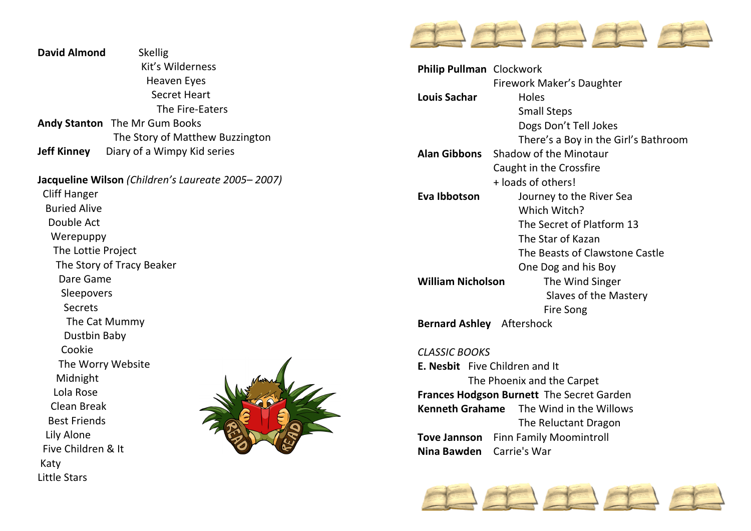**David Almond** Skellig
Kit's Wilderness
Heaven Eyes
Secret Heart
The Fire-Eaters

**Andy Stanton** The Mr Gum Books
The Story of Matthew Buzzington

**Jeff Kinney** Diary of a Wimpy Kid series

**Jacqueline Wilson** *(Children's Laureate 2005– 2007)*
Cliff Hanger
Buried Alive
Double Act
Werepuppy
The Lottie Project
The Story of Tracy Beaker
Dare Game
Sleepovers
Secrets
The Cat Mummy
Dustbin Baby
Cookie
The Worry Website
Midnight
Lola Rose
Clean Break
Best Friends
Lily Alone
Five Children & It
Katy
Little Stars

**Philip Pullman** Clockwork
Firework Maker's Daughter

**Louis Sachar** Holes
Small Steps
Dogs Don't Tell Jokes
There's a Boy in the Girl's Bathroom

**Alan Gibbons** Shadow of the Minotaur
Caught in the Crossfire
+ loads of others!

**Eva Ibbotson** Journey to the River Sea
Which Witch?
The Secret of Platform 13
The Star of Kazan
The Beasts of Clawstone Castle
One Dog and his Boy

**William Nicholson** The Wind Singer
Slaves of the Mastery
Fire Song

**Bernard Ashley** Aftershock

*CLASSIC BOOKS*

**E. Nesbit** Five Children and It
The Phoenix and the Carpet

**Frances Hodgson Burnett** The Secret Garden

**Kenneth Grahame** The Wind in the Willows
The Reluctant Dragon

**Tove Jannson** Finn Family Moomintroll

**Nina Bawden** Carrie's War